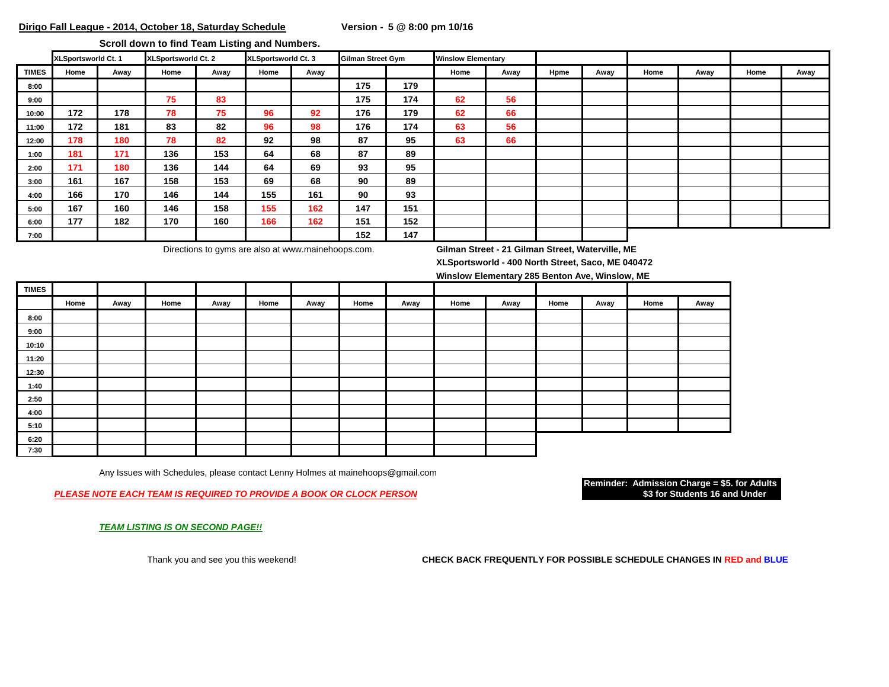**Dirigo Fall League - 2014, October 18, Saturday Schedule** **Version - 5 @ 8:00 pm 10/16**

**Scroll down to find Team Listing and Numbers.**

| | XLSportsworld Ct. 1 | | XLSportsworld Ct. 2 | | XLSportsworld Ct. 3 | | Gilman Street Gym | | Winslow Elementary | | | | | | | |
|---|---|---|---|---|---|---|---|---|---|---|---|---|---|---|---|---|
| **TIMES** | Home | Away | Home | Away | Home | Away | | | Home | Away | Hpme | Away | Home | Away | Home | Away |
| 8:00 | | | | | | | 175 | 179 | | | | | | | | |
| 9:00 | | | 75 | 83 | | | 175 | 174 | 62 | 56 | | | | | | |
| 10:00 | 172 | 178 | 78 | 75 | 96 | 92 | 176 | 179 | 62 | 66 | | | | | | |
| 11:00 | 172 | 181 | 83 | 82 | 96 | 98 | 176 | 174 | 63 | 56 | | | | | | |
| 12:00 | 178 | 180 | 78 | 82 | 92 | 98 | 87 | 95 | 63 | 66 | | | | | | |
| 1:00 | 181 | 171 | 136 | 153 | 64 | 68 | 87 | 89 | | | | | | | | |
| 2:00 | 171 | 180 | 136 | 144 | 64 | 69 | 93 | 95 | | | | | | | | |
| 3:00 | 161 | 167 | 158 | 153 | 69 | 68 | 90 | 89 | | | | | | | | |
| 4:00 | 166 | 170 | 146 | 144 | 155 | 161 | 90 | 93 | | | | | | | | |
| 5:00 | 167 | 160 | 146 | 158 | 155 | 162 | 147 | 151 | | | | | | | | |
| 6:00 | 177 | 182 | 170 | 160 | 166 | 162 | 151 | 152 | | | | | | | | |
| 7:00 | | | | | | | 152 | 147 | | | | | | | | |

Directions to gyms are also at www.mainehoops.com.

**Gilman Street - 21 Gilman Street, Waterville, ME**
**XLSportsworld - 400 North Street, Saco, ME 040472**
**Winslow Elementary 285 Benton Ave, Winslow, ME**

| TIMES | | | | | | | | | | | | | | |
|---|---|---|---|---|---|---|---|---|---|---|---|---|---|---|
| | Home | Away | Home | Away | Home | Away | Home | Away | Home | Away | Home | Away | Home | Away |
| 8:00 | | | | | | | | | | | | | | |
| 9:00 | | | | | | | | | | | | | | |
| 10:10 | | | | | | | | | | | | | | |
| 11:20 | | | | | | | | | | | | | | |
| 12:30 | | | | | | | | | | | | | | |
| 1:40 | | | | | | | | | | | | | | |
| 2:50 | | | | | | | | | | | | | | |
| 4:00 | | | | | | | | | | | | | | |
| 5:10 | | | | | | | | | | | | | | |
| 6:20 | | | | | | | | | | | | | | |
| 7:30 | | | | | | | | | | | | | | |

Any Issues with Schedules, please contact Lenny Holmes at mainehoops@gmail.com

***PLEASE NOTE EACH TEAM IS REQUIRED TO PROVIDE A BOOK OR CLOCK PERSON***

**Reminder: Admission Charge = $5. for Adults**
**$3 for Students 16 and Under**

***TEAM LISTING IS ON SECOND PAGE!!***

Thank you and see you this weekend!

**CHECK BACK FREQUENTLY FOR POSSIBLE SCHEDULE CHANGES IN RED and BLUE**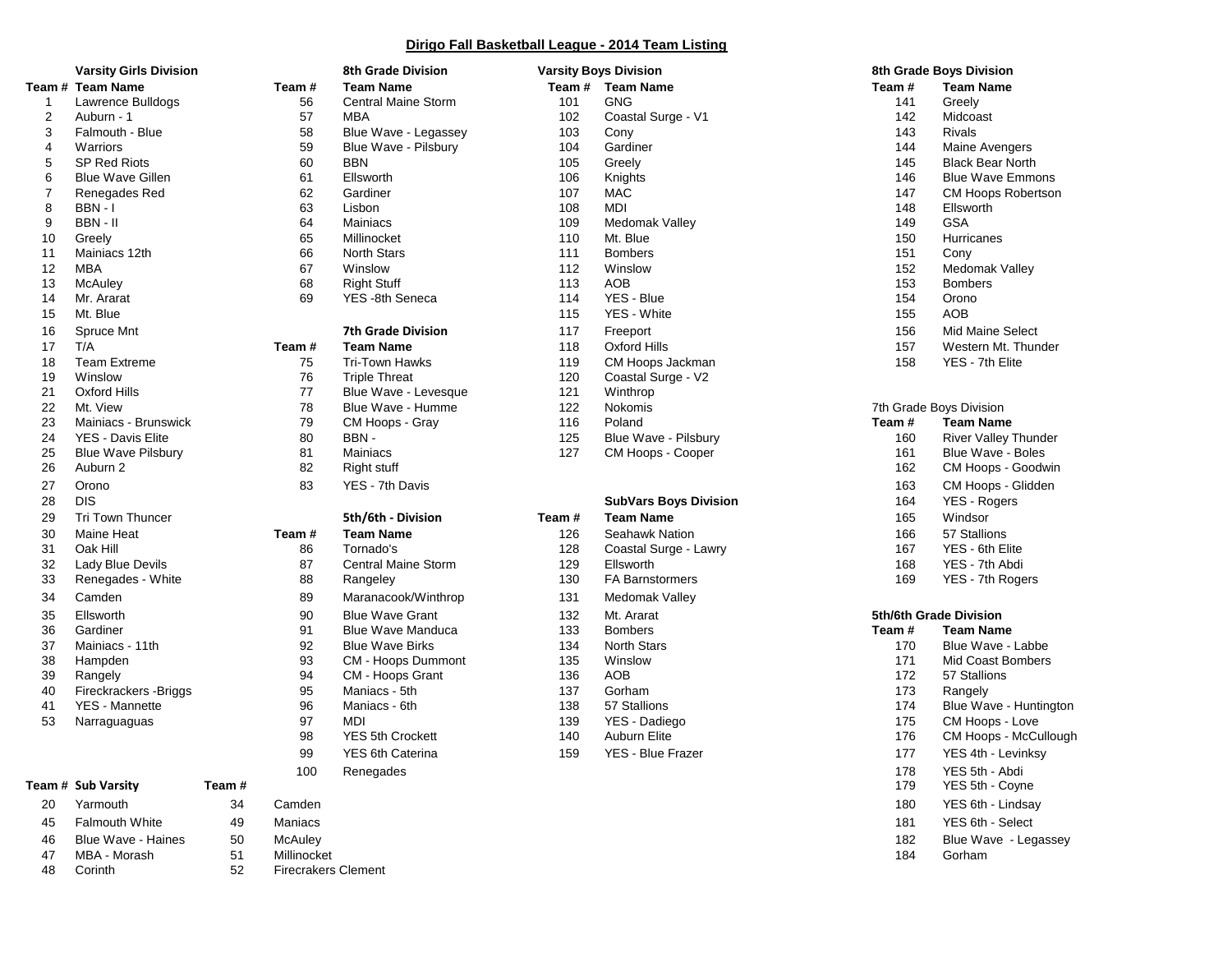# Dirigo Fall Basketball League - 2014 Team Listing

### Varsity Girls Division

| Team # | Team Name |
|---|---|
| 1 | Lawrence Bulldogs |
| 2 | Auburn - 1 |
| 3 | Falmouth - Blue |
| 4 | Warriors |
| 5 | SP Red Riots |
| 6 | Blue Wave Gillen |
| 7 | Renegades Red |
| 8 | BBN - I |
| 9 | BBN - II |
| 10 | Greely |
| 11 | Mainiacs 12th |
| 12 | MBA |
| 13 | McAuley |
| 14 | Mr. Ararat |
| 15 | Mt. Blue |
| 16 | Spruce Mnt |
| 17 | T/A |
| 18 | Team Extreme |
| 19 | Winslow |
| 21 | Oxford Hills |
| 22 | Mt. View |
| 23 | Mainiacs - Brunswick |
| 24 | YES - Davis Elite |
| 25 | Blue Wave Pilsbury |
| 26 | Auburn 2 |
| 27 | Orono |
| 28 | DIS |
| 29 | Tri Town Thuncer |
| 30 | Maine Heat |
| 31 | Oak Hill |
| 32 | Lady Blue Devils |
| 33 | Renegades - White |
| 34 | Camden |
| 35 | Ellsworth |
| 36 | Gardiner |
| 37 | Mainiacs - 11th |
| 38 | Hampden |
| 39 | Rangely |
| 40 | Fireckrackers -Briggs |
| 41 | YES - Mannette |
| 53 | Narraguaguas |

### Sub Varsity

| Team # | Sub Varsity | Team # | |
|---|---|---|---|
| 20 | Yarmouth | 34 | Camden |
| 45 | Falmouth White | 49 | Maniacs |
| 46 | Blue Wave - Haines | 50 | McAuley |
| 47 | MBA - Morash | 51 | Millinocket |
| 48 | Corinth | 52 | Firecrakers Clement |

### 8th Grade Division

| Team # | Team Name |
|---|---|
| 56 | Central Maine Storm |
| 57 | MBA |
| 58 | Blue Wave - Legassey |
| 59 | Blue Wave - Pilsbury |
| 60 | BBN |
| 61 | Ellsworth |
| 62 | Gardiner |
| 63 | Lisbon |
| 64 | Mainiacs |
| 65 | Millinocket |
| 66 | North Stars |
| 67 | Winslow |
| 68 | Right Stuff |
| 69 | YES -8th Seneca |

### 7th Grade Division

| Team # | Team Name |
|---|---|
| 75 | Tri-Town Hawks |
| 76 | Triple Threat |
| 77 | Blue Wave - Levesque |
| 78 | Blue Wave - Humme |
| 79 | CM Hoops - Gray |
| 80 | BBN - |
| 81 | Mainiacs |
| 82 | Right stuff |
| 83 | YES - 7th Davis |

### 5th/6th - Division

| Team # | Team Name |
|---|---|
| 86 | Tornado's |
| 87 | Central Maine Storm |
| 88 | Rangeley |
| 89 | Maranacook/Winthrop |
| 90 | Blue Wave Grant |
| 91 | Blue Wave Manduca |
| 92 | Blue Wave Birks |
| 93 | CM - Hoops Dummont |
| 94 | CM - Hoops Grant |
| 95 | Maniacs - 5th |
| 96 | Maniacs - 6th |
| 97 | MDI |
| 98 | YES 5th Crockett |
| 99 | YES 6th Caterina |
| 100 | Renegades |

### Varsity Boys Division

| Team # | Team Name |
|---|---|
| 101 | GNG |
| 102 | Coastal Surge - V1 |
| 103 | Cony |
| 104 | Gardiner |
| 105 | Greely |
| 106 | Knights |
| 107 | MAC |
| 108 | MDI |
| 109 | Medomak Valley |
| 110 | Mt. Blue |
| 111 | Bombers |
| 112 | Winslow |
| 113 | AOB |
| 114 | YES - Blue |
| 115 | YES - White |
| 117 | Freeport |
| 118 | Oxford Hills |
| 119 | CM Hoops Jackman |
| 120 | Coastal Surge - V2 |
| 121 | Winthrop |
| 122 | Nokomis |
| 116 | Poland |
| 125 | Blue Wave - Pilsbury |
| 127 | CM Hoops - Cooper |

### SubVars Boys Division

| Team # | Team Name |
|---|---|
| 126 | Seahawk Nation |
| 128 | Coastal Surge - Lawry |
| 129 | Ellsworth |
| 130 | FA Barnstormers |
| 131 | Medomak Valley |
| 132 | Mt. Ararat |
| 133 | Bombers |
| 134 | North Stars |
| 135 | Winslow |
| 136 | AOB |
| 137 | Gorham |
| 138 | 57 Stallions |
| 139 | YES - Dadiego |
| 140 | Auburn Elite |
| 159 | YES - Blue Frazer |

### 8th Grade Boys Division

| Team # | Team Name |
|---|---|
| 141 | Greely |
| 142 | Midcoast |
| 143 | Rivals |
| 144 | Maine Avengers |
| 145 | Black Bear North |
| 146 | Blue Wave Emmons |
| 147 | CM Hoops Robertson |
| 148 | Ellsworth |
| 149 | GSA |
| 150 | Hurricanes |
| 151 | Cony |
| 152 | Medomak Valley |
| 153 | Bombers |
| 154 | Orono |
| 155 | AOB |
| 156 | Mid Maine Select |
| 157 | Western Mt. Thunder |
| 158 | YES - 7th Elite |

### 7th Grade Boys Division

| Team # | Team Name |
|---|---|
| 160 | River Valley Thunder |
| 161 | Blue Wave - Boles |
| 162 | CM Hoops - Goodwin |
| 163 | CM Hoops - Glidden |
| 164 | YES - Rogers |
| 165 | Windsor |
| 166 | 57 Stallions |
| 167 | YES - 6th Elite |
| 168 | YES - 7th Abdi |
| 169 | YES - 7th Rogers |

### 5th/6th Grade Division

| Team # | Team Name |
|---|---|
| 170 | Blue Wave - Labbe |
| 171 | Mid Coast Bombers |
| 172 | 57 Stallions |
| 173 | Rangely |
| 174 | Blue Wave - Huntington |
| 175 | CM Hoops - Love |
| 176 | CM Hoops - McCullough |
| 177 | YES 4th - Levinksy |
| 178 | YES 5th - Abdi |
| 179 | YES 5th - Coyne |
| 180 | YES 6th - Lindsay |
| 181 | YES 6th - Select |
| 182 | Blue Wave - Legassey |
| 184 | Gorham |